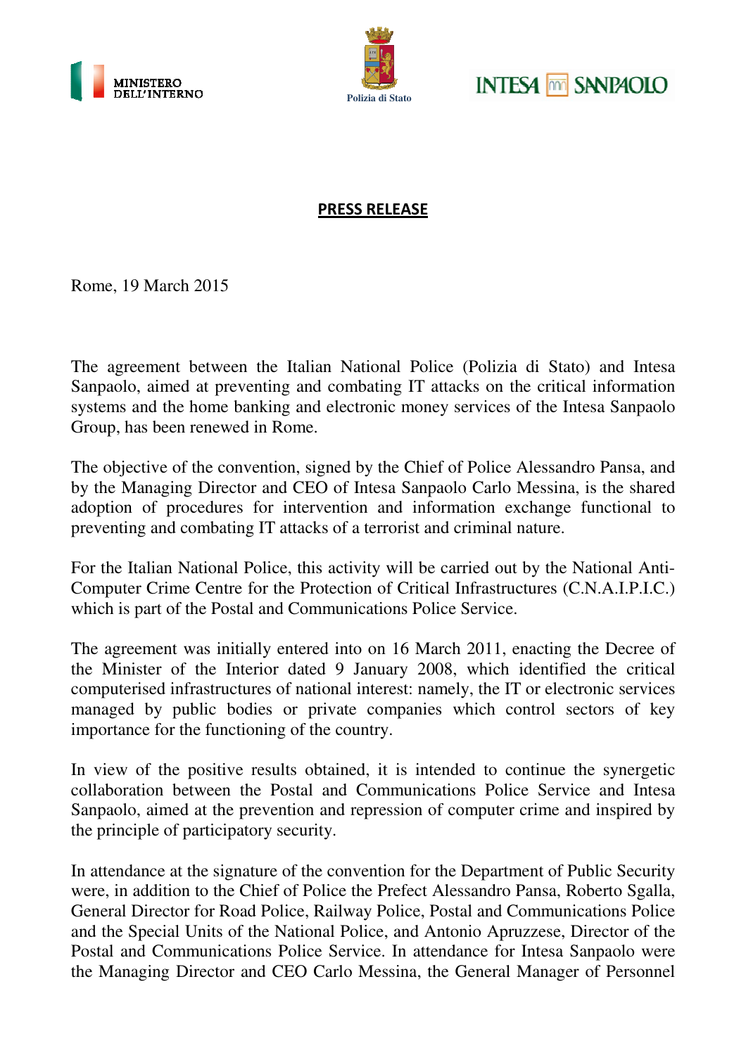MINISTERO DELL'INTERNO

Polizia di Stato

INTESA SANPAOLO

**PRESS RELEASE**

Rome, 19 March 2015

The agreement between the Italian National Police (Polizia di Stato) and Intesa Sanpaolo, aimed at preventing and combating IT attacks on the critical information systems and the home banking and electronic money services of the Intesa Sanpaolo Group, has been renewed in Rome.

The objective of the convention, signed by the Chief of Police Alessandro Pansa, and by the Managing Director and CEO of Intesa Sanpaolo Carlo Messina, is the shared adoption of procedures for intervention and information exchange functional to preventing and combating IT attacks of a terrorist and criminal nature.

For the Italian National Police, this activity will be carried out by the National Anti-Computer Crime Centre for the Protection of Critical Infrastructures (C.N.A.I.P.I.C.) which is part of the Postal and Communications Police Service.

The agreement was initially entered into on 16 March 2011, enacting the Decree of the Minister of the Interior dated 9 January 2008, which identified the critical computerised infrastructures of national interest: namely, the IT or electronic services managed by public bodies or private companies which control sectors of key importance for the functioning of the country.

In view of the positive results obtained, it is intended to continue the synergetic collaboration between the Postal and Communications Police Service and Intesa Sanpaolo, aimed at the prevention and repression of computer crime and inspired by the principle of participatory security.

In attendance at the signature of the convention for the Department of Public Security were, in addition to the Chief of Police the Prefect Alessandro Pansa, Roberto Sgalla, General Director for Road Police, Railway Police, Postal and Communications Police and the Special Units of the National Police, and Antonio Apruzzese, Director of the Postal and Communications Police Service. In attendance for Intesa Sanpaolo were the Managing Director and CEO Carlo Messina, the General Manager of Personnel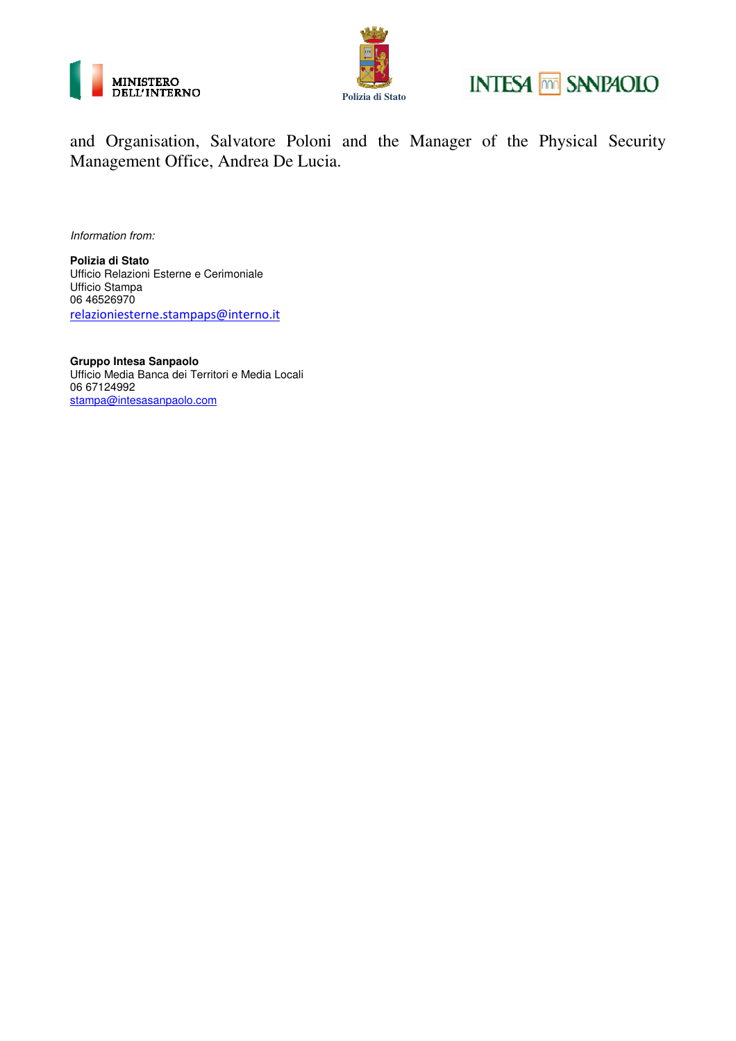and Organisation, Salvatore Poloni and the Manager of the Physical Security Management Office, Andrea De Lucia.

*Information from:*

**Polizia di Stato**
Ufficio Relazioni Esterne e Cerimoniale
Ufficio Stampa
06 46526970
relazioniesterne.stampaps@interno.it

**Gruppo Intesa Sanpaolo**
Ufficio Media Banca dei Territori e Media Locali
06 67124992
stampa@intesasanpaolo.com